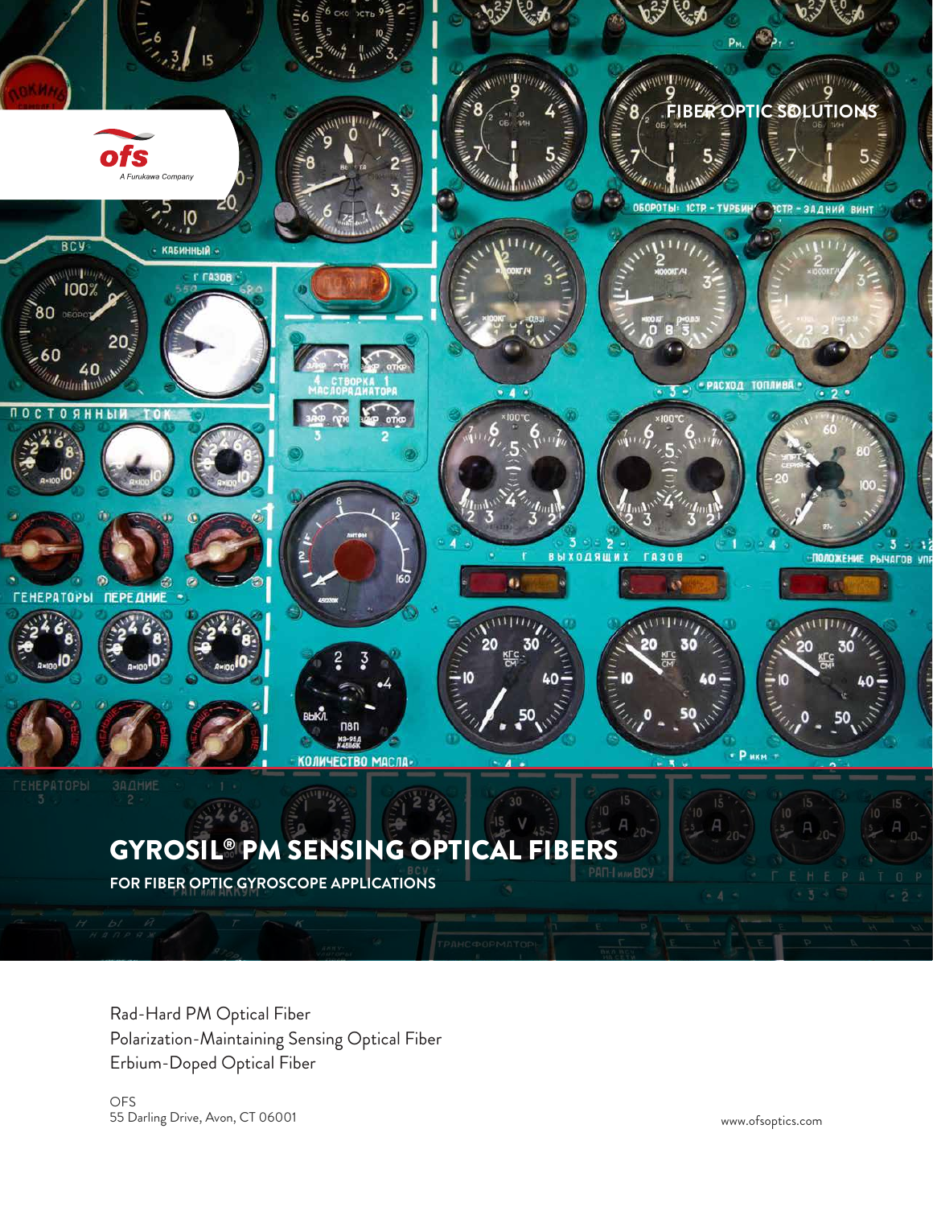ofs
A Furukawa Company

FIBER OPTIC SOLUTIONS

# GYROSIL® PM SENSING OPTICAL FIBERS

## FOR FIBER OPTIC GYROSCOPE APPLICATIONS

Rad-Hard PM Optical Fiber
Polarization-Maintaining Sensing Optical Fiber
Erbium-Doped Optical Fiber

OFS
55 Darling Drive, Avon, CT 06001

www.ofsoptics.com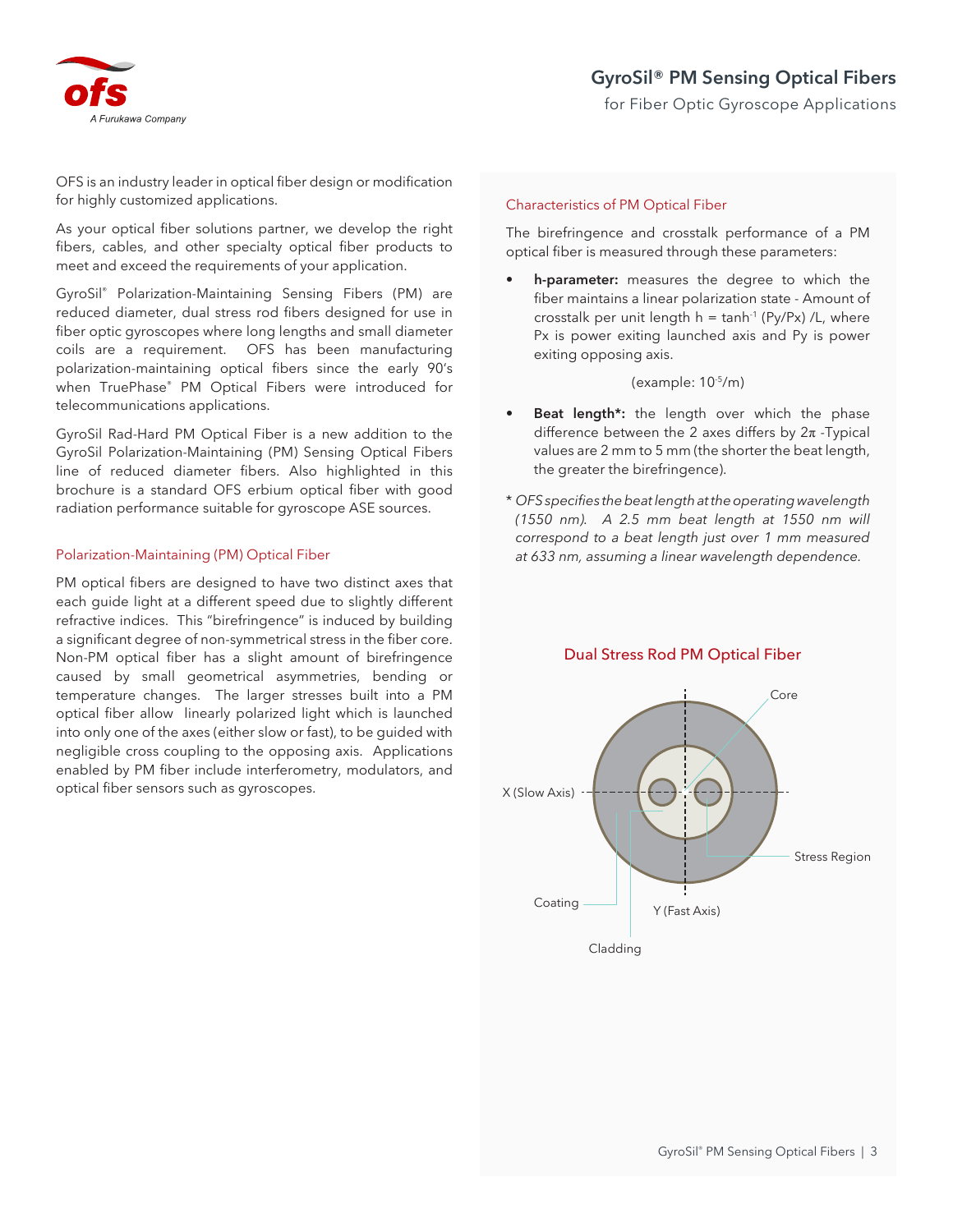OFS is an industry leader in optical fiber design or modification for highly customized applications.

As your optical fiber solutions partner, we develop the right fibers, cables, and other specialty optical fiber products to meet and exceed the requirements of your application.

GyroSil® Polarization-Maintaining Sensing Fibers (PM) are reduced diameter, dual stress rod fibers designed for use in fiber optic gyroscopes where long lengths and small diameter coils are a requirement. OFS has been manufacturing polarization-maintaining optical fibers since the early 90's when TruePhase® PM Optical Fibers were introduced for telecommunications applications.

GyroSil Rad-Hard PM Optical Fiber is a new addition to the GyroSil Polarization-Maintaining (PM) Sensing Optical Fibers line of reduced diameter fibers. Also highlighted in this brochure is a standard OFS erbium optical fiber with good radiation performance suitable for gyroscope ASE sources.

## Polarization-Maintaining (PM) Optical Fiber

PM optical fibers are designed to have two distinct axes that each guide light at a different speed due to slightly different refractive indices. This "birefringence" is induced by building a significant degree of non-symmetrical stress in the fiber core. Non-PM optical fiber has a slight amount of birefringence caused by small geometrical asymmetries, bending or temperature changes. The larger stresses built into a PM optical fiber allow linearly polarized light which is launched into only one of the axes (either slow or fast), to be guided with negligible cross coupling to the opposing axis. Applications enabled by PM fiber include interferometry, modulators, and optical fiber sensors such as gyroscopes.

## Characteristics of PM Optical Fiber

The birefringence and crosstalk performance of a PM optical fiber is measured through these parameters:

- **h-parameter:** measures the degree to which the fiber maintains a linear polarization state - Amount of crosstalk per unit length $h = \tanh^{-1}(P_y/P_x)/L$, where Px is power exiting launched axis and Py is power exiting opposing axis.

  (example: $10^{-5}$/m)

- **Beat length\*:** the length over which the phase difference between the 2 axes differs by $2\pi$ -Typical values are 2 mm to 5 mm (the shorter the beat length, the greater the birefringence).

\* *OFS specifies the beat length at the operating wavelength (1550 nm). A 2.5 mm beat length at 1550 nm will correspond to a beat length just over 1 mm measured at 633 nm, assuming a linear wavelength dependence.*

### Dual Stress Rod PM Optical Fiber

Core
X (Slow Axis)
Stress Region
Coating
Y (Fast Axis)
Cladding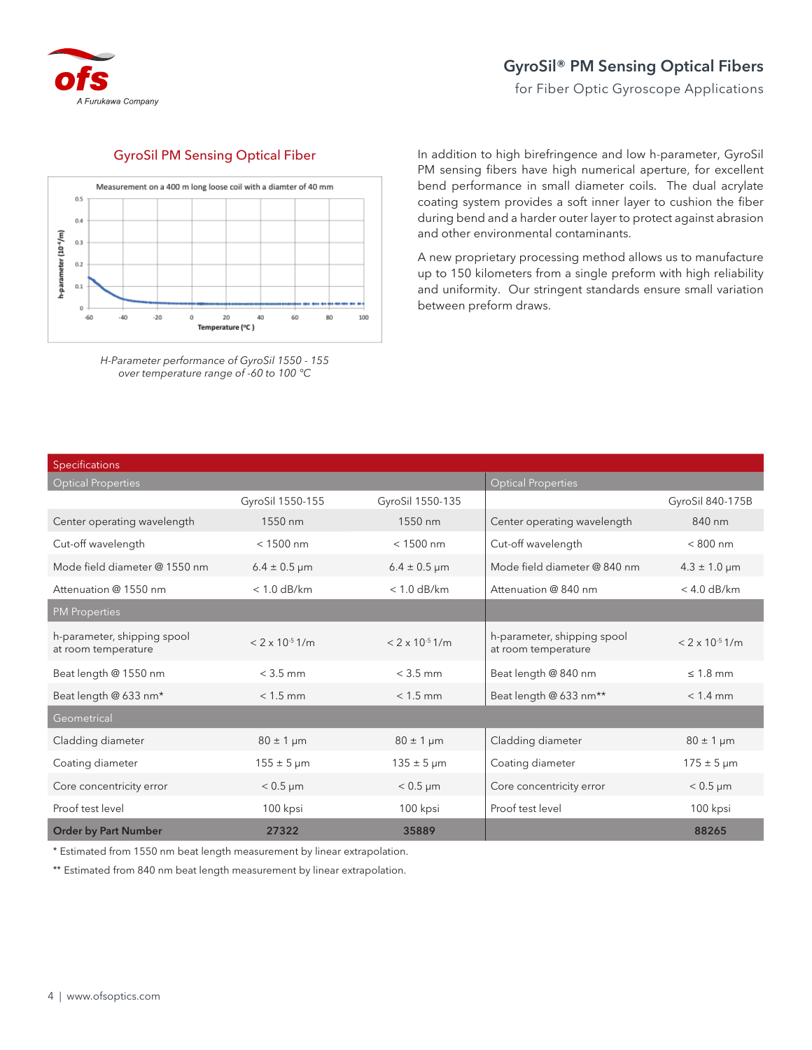# GyroSil® PM Sensing Optical Fibers

for Fiber Optic Gyroscope Applications

## GyroSil PM Sensing Optical Fiber

*H-Parameter performance of GyroSil 1550 - 155 over temperature range of -60 to 100 °C*

In addition to high birefringence and low h-parameter, GyroSil PM sensing fibers have high numerical aperture, for excellent bend performance in small diameter coils. The dual acrylate coating system provides a soft inner layer to cushion the fiber during bend and a harder outer layer to protect against abrasion and other environmental contaminants.

A new proprietary processing method allows us to manufacture up to 150 kilometers from a single preform with high reliability and uniformity. Our stringent standards ensure small variation between preform draws.

## Specifications

| Optical Properties | | | Optical Properties | |
|---|---|---|---|---|
| | GyroSil 1550-155 | GyroSil 1550-135 | | GyroSil 840-175B |
| Center operating wavelength | 1550 nm | 1550 nm | Center operating wavelength | 840 nm |
| Cut-off wavelength | < 1500 nm | < 1500 nm | Cut-off wavelength | < 800 nm |
| Mode field diameter @ 1550 nm | 6.4 ± 0.5 μm | 6.4 ± 0.5 μm | Mode field diameter @ 840 nm | 4.3 ± 1.0 μm |
| Attenuation @ 1550 nm | < 1.0 dB/km | < 1.0 dB/km | Attenuation @ 840 nm | < 4.0 dB/km |
| **PM Properties** | | | | |
| h-parameter, shipping spool at room temperature | $< 2 \times 10^{-5}$ 1/m | $< 2 \times 10^{-5}$ 1/m | h-parameter, shipping spool at room temperature | $< 2 \times 10^{-5}$ 1/m |
| Beat length @ 1550 nm | < 3.5 mm | < 3.5 mm | Beat length @ 840 nm | ≤ 1.8 mm |
| Beat length @ 633 nm* | < 1.5 mm | < 1.5 mm | Beat length @ 633 nm** | < 1.4 mm |
| **Geometrical** | | | | |
| Cladding diameter | 80 ± 1 μm | 80 ± 1 μm | Cladding diameter | 80 ± 1 μm |
| Coating diameter | 155 ± 5 μm | 135 ± 5 μm | Coating diameter | 175 ± 5 μm |
| Core concentricity error | < 0.5 μm | < 0.5 μm | Core concentricity error | < 0.5 μm |
| Proof test level | 100 kpsi | 100 kpsi | Proof test level | 100 kpsi |
| **Order by Part Number** | **27322** | **35889** | | **88265** |

\* Estimated from 1550 nm beat length measurement by linear extrapolation.

\*\* Estimated from 840 nm beat length measurement by linear extrapolation.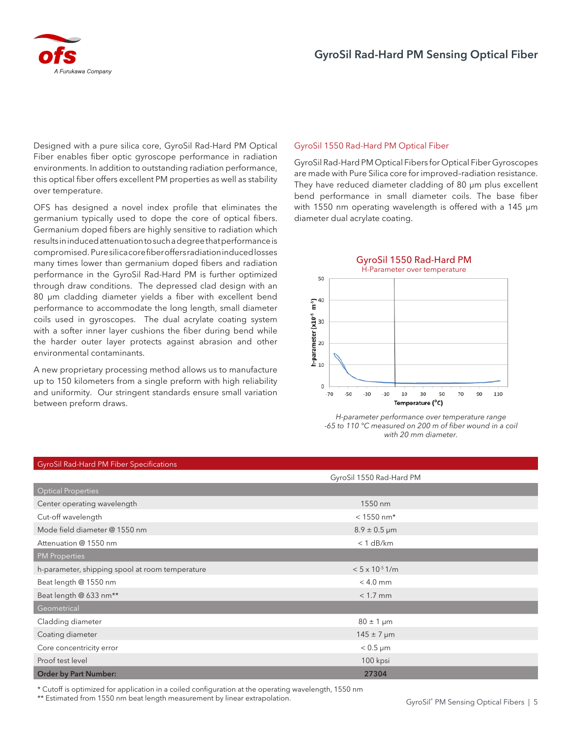# GyroSil Rad-Hard PM Sensing Optical Fiber

Designed with a pure silica core, GyroSil Rad-Hard PM Optical Fiber enables fiber optic gyroscope performance in radiation environments. In addition to outstanding radiation performance, this optical fiber offers excellent PM properties as well as stability over temperature.

OFS has designed a novel index profile that eliminates the germanium typically used to dope the core of optical fibers. Germanium doped fibers are highly sensitive to radiation which results in induced attenuation to such a degree that performance is compromised. Pure silica core fiber offers radiation induced losses many times lower than germanium doped fibers and radiation performance in the GyroSil Rad-Hard PM is further optimized through draw conditions. The depressed clad design with an 80 µm cladding diameter yields a fiber with excellent bend performance to accommodate the long length, small diameter coils used in gyroscopes. The dual acrylate coating system with a softer inner layer cushions the fiber during bend while the harder outer layer protects against abrasion and other environmental contaminants.

A new proprietary processing method allows us to manufacture up to 150 kilometers from a single preform with high reliability and uniformity. Our stringent standards ensure small variation between preform draws.

## GyroSil 1550 Rad-Hard PM Optical Fiber

GyroSil Rad-Hard PM Optical Fibers for Optical Fiber Gyroscopes are made with Pure Silica core for improved-radiation resistance. They have reduced diameter cladding of 80 µm plus excellent bend performance in small diameter coils. The base fiber with 1550 nm operating wavelength is offered with a 145 µm diameter dual acrylate coating.

**GyroSil 1550 Rad-Hard PM**
H-Parameter over temperature

*H-parameter performance over temperature range -65 to 110 °C measured on 200 m of fiber wound in a coil with 20 mm diameter.*

| GyroSil Rad-Hard PM Fiber Specifications | |
|---|---|
| | GyroSil 1550 Rad-Hard PM |
| **Optical Properties** | |
| Center operating wavelength | 1550 nm |
| Cut-off wavelength | < 1550 nm* |
| Mode field diameter @ 1550 nm | 8.9 ± 0.5 µm |
| Attenuation @ 1550 nm | < 1 dB/km |
| **PM Properties** | |
| h-parameter, shipping spool at room temperature | < 5 x $10^{-5}$ 1/m |
| Beat length @ 1550 nm | < 4.0 mm |
| Beat length @ 633 nm** | < 1.7 mm |
| **Geometrical** | |
| Cladding diameter | 80 ± 1 µm |
| Coating diameter | 145 ± 7 µm |
| Core concentricity error | < 0.5 µm |
| Proof test level | 100 kpsi |
| **Order by Part Number:** | **27304** |

\* Cutoff is optimized for application in a coiled configuration at the operating wavelength, 1550 nm
\** Estimated from 1550 nm beat length measurement by linear extrapolation.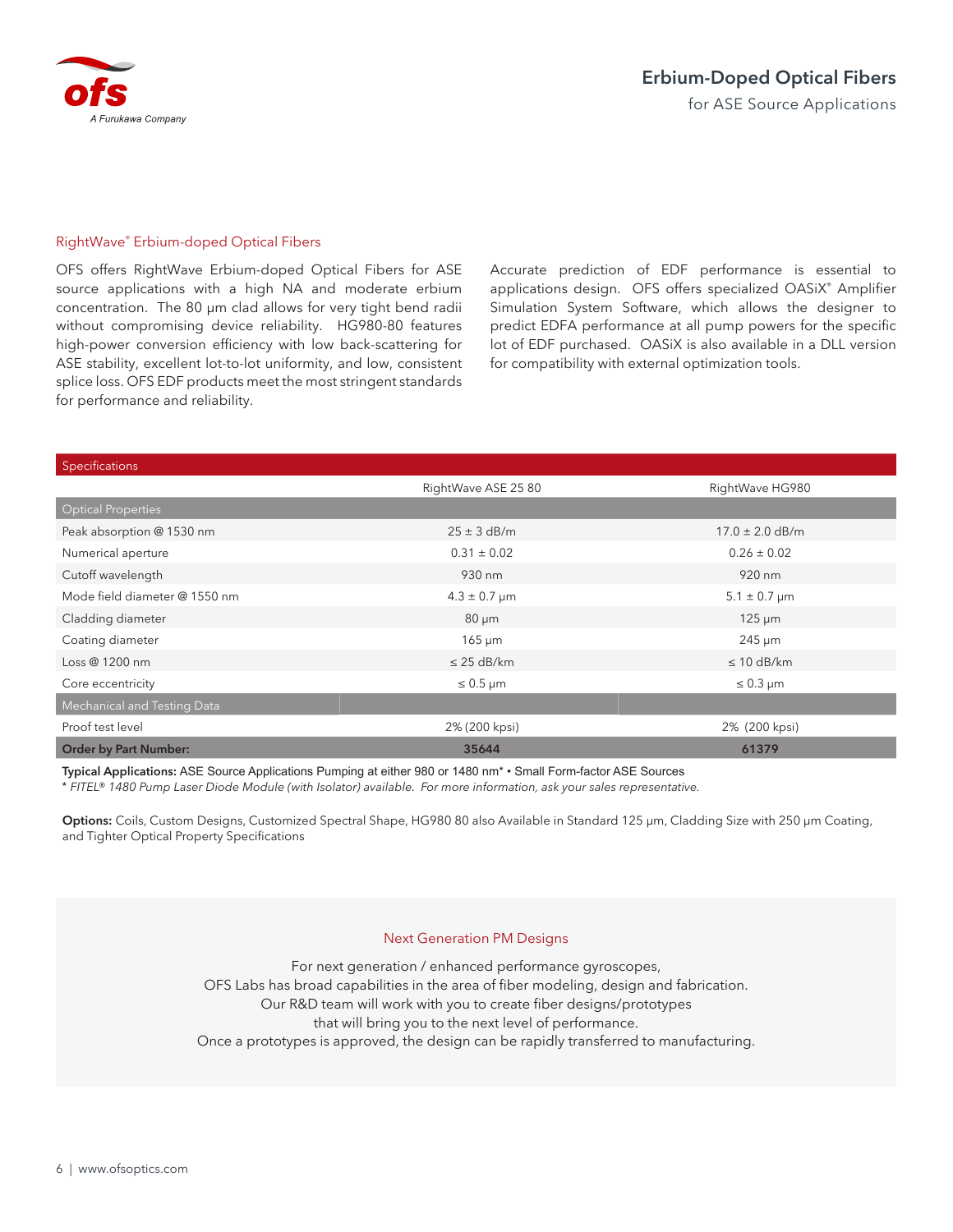# Erbium-Doped Optical Fibers

for ASE Source Applications

## RightWave® Erbium-doped Optical Fibers

OFS offers RightWave Erbium-doped Optical Fibers for ASE source applications with a high NA and moderate erbium concentration. The 80 µm clad allows for very tight bend radii without compromising device reliability. HG980-80 features high-power conversion efficiency with low back-scattering for ASE stability, excellent lot-to-lot uniformity, and low, consistent splice loss. OFS EDF products meet the most stringent standards for performance and reliability.

Accurate prediction of EDF performance is essential to applications design. OFS offers specialized OASiX® Amplifier Simulation System Software, which allows the designer to predict EDFA performance at all pump powers for the specific lot of EDF purchased. OASiX is also available in a DLL version for compatibility with external optimization tools.

| Specifications | RightWave ASE 25 80 | RightWave HG980 |
|---|---|---|
| **Optical Properties** | | |
| Peak absorption @ 1530 nm | 25 ± 3 dB/m | 17.0 ± 2.0 dB/m |
| Numerical aperture | 0.31 ± 0.02 | 0.26 ± 0.02 |
| Cutoff wavelength | 930 nm | 920 nm |
| Mode field diameter @ 1550 nm | 4.3 ± 0.7 µm | 5.1 ± 0.7 µm |
| Cladding diameter | 80 µm | 125 µm |
| Coating diameter | 165 µm | 245 µm |
| Loss @ 1200 nm | ≤ 25 dB/km | ≤ 10 dB/km |
| Core eccentricity | ≤ 0.5 µm | ≤ 0.3 µm |
| **Mechanical and Testing Data** | | |
| Proof test level | 2% (200 kpsi) | 2% (200 kpsi) |
| **Order by Part Number:** | **35644** | **61379** |

**Typical Applications:** ASE Source Applications Pumping at either 980 or 1480 nm* • Small Form-factor ASE Sources

*\* FITEL® 1480 Pump Laser Diode Module (with Isolator) available. For more information, ask your sales representative.*

**Options:** Coils, Custom Designs, Customized Spectral Shape, HG980 80 also Available in Standard 125 µm, Cladding Size with 250 µm Coating, and Tighter Optical Property Specifications

## Next Generation PM Designs

For next generation / enhanced performance gyroscopes,
OFS Labs has broad capabilities in the area of fiber modeling, design and fabrication.
Our R&D team will work with you to create fiber designs/prototypes
that will bring you to the next level of performance.
Once a prototypes is approved, the design can be rapidly transferred to manufacturing.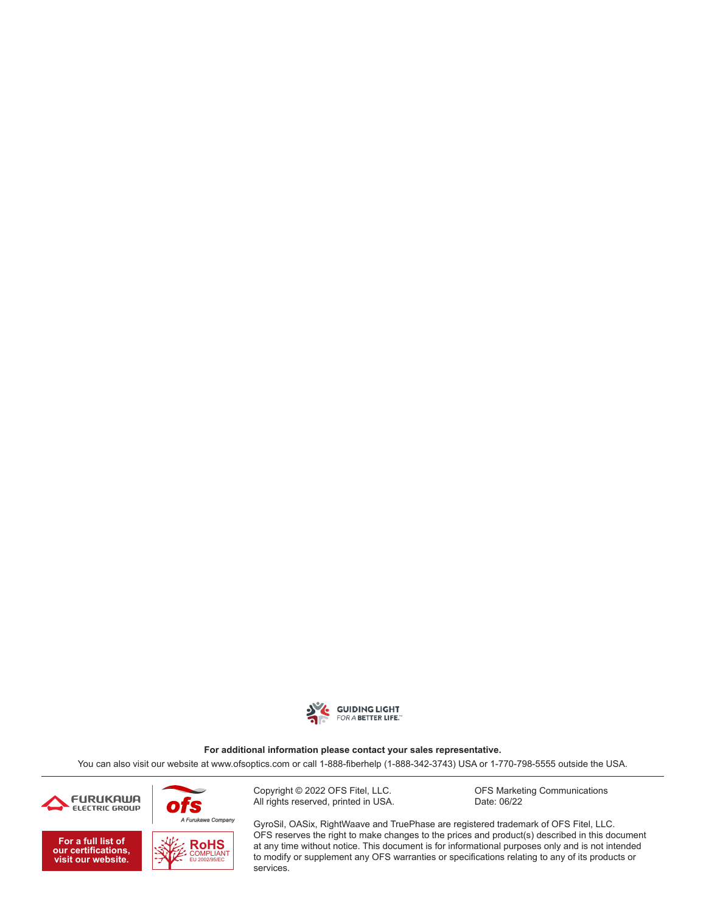GUIDING LIGHT
FOR A BETTER LIFE.™

**For additional information please contact your sales representative.**

You can also visit our website at www.ofsoptics.com or call 1-888-fiberhelp (1-888-342-3743) USA or 1-770-798-5555 outside the USA.

FURUKAWA ELECTRIC GROUP

ofs
A Furukawa Company

**For a full list of our certifications, visit our website.**

RoHS COMPLIANT EU 2002/95/EC

Copyright © 2022 OFS Fitel, LLC.
All rights reserved, printed in USA.

OFS Marketing Communications
Date: 06/22

GyroSil, OASix, RightWaave and TruePhase are registered trademark of OFS Fitel, LLC.
OFS reserves the right to make changes to the prices and product(s) described in this document at any time without notice. This document is for informational purposes only and is not intended to modify or supplement any OFS warranties or specifications relating to any of its products or services.